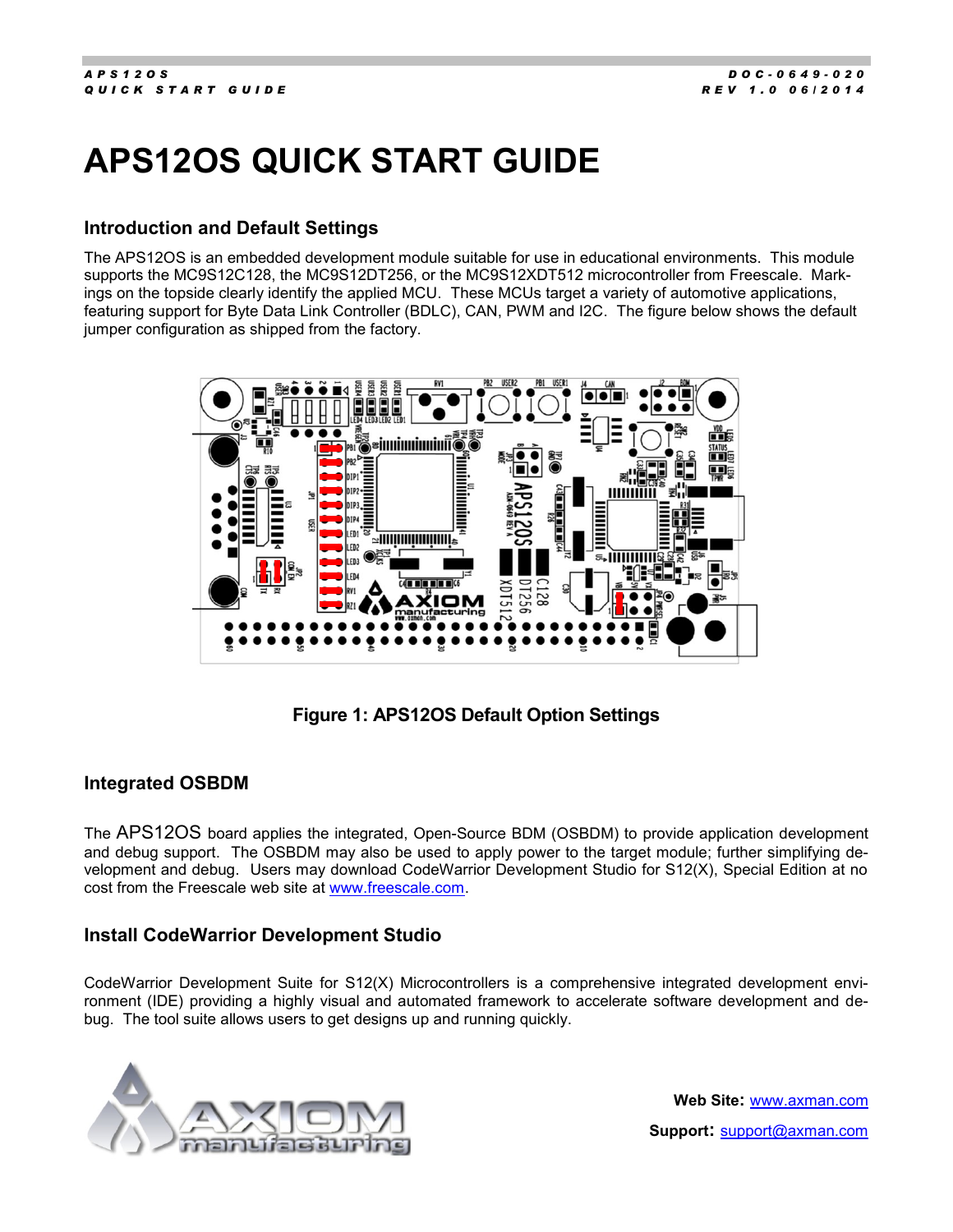# APS12OS QUICK START GUIDE

## Introduction and Default Settings

The APS12OS is an embedded development module suitable for use in educational environments. This module supports the MC9S12C128, the MC9S12DT256, or the MC9S12XDT512 microcontroller from Freescale. Markings on the topside clearly identify the applied MCU. These MCUs target a variety of automotive applications, featuring support for Byte Data Link Controller (BDLC), CAN, PWM and I2C. The figure below shows the default jumper configuration as shipped from the factory.

**Figure 1: APS12OS Default Option Settings**

## Integrated OSBDM

The APS12OS board applies the integrated, Open-Source BDM (OSBDM) to provide application development and debug support. The OSBDM may also be used to apply power to the target module; further simplifying development and debug. Users may download CodeWarrior Development Studio for S12(X), Special Edition at no cost from the Freescale web site at www.freescale.com.

## Install CodeWarrior Development Studio

CodeWarrior Development Suite for S12(X) Microcontrollers is a comprehensive integrated development environment (IDE) providing a highly visual and automated framework to accelerate software development and debug. The tool suite allows users to get designs up and running quickly.

**Web Site:** www.axman.com

**Support:** support@axman.com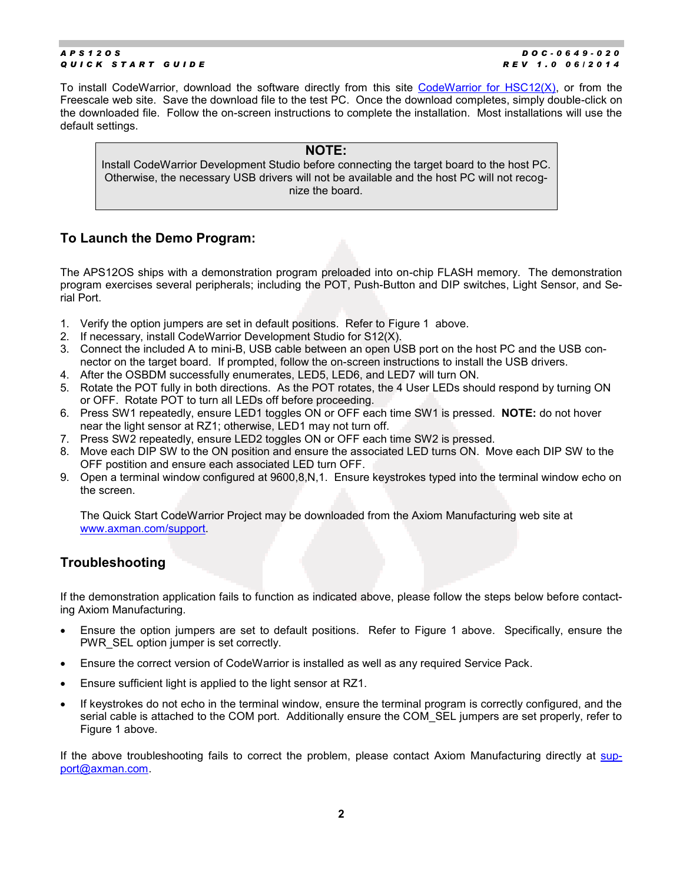To install CodeWarrior, download the software directly from this site [CodeWarrior for HSC12(X)](), or from the Freescale web site. Save the download file to the test PC. Once the download completes, simply double-click on the downloaded file. Follow the on-screen instructions to complete the installation. Most installations will use the default settings.

> **NOTE:**
> Install CodeWarrior Development Studio before connecting the target board to the host PC. Otherwise, the necessary USB drivers will not be available and the host PC will not recognize the board.

## To Launch the Demo Program:

The APS12OS ships with a demonstration program preloaded into on-chip FLASH memory. The demonstration program exercises several peripherals; including the POT, Push-Button and DIP switches, Light Sensor, and Serial Port.

1. Verify the option jumpers are set in default positions. Refer to Figure 1 above.
2. If necessary, install CodeWarrior Development Studio for S12(X).
3. Connect the included A to mini-B, USB cable between an open USB port on the host PC and the USB connector on the target board. If prompted, follow the on-screen instructions to install the USB drivers.
4. After the OSBDM successfully enumerates, LED5, LED6, and LED7 will turn ON.
5. Rotate the POT fully in both directions. As the POT rotates, the 4 User LEDs should respond by turning ON or OFF. Rotate POT to turn all LEDs off before proceeding.
6. Press SW1 repeatedly, ensure LED1 toggles ON or OFF each time SW1 is pressed. **NOTE:** do not hover near the light sensor at RZ1; otherwise, LED1 may not turn off.
7. Press SW2 repeatedly, ensure LED2 toggles ON or OFF each time SW2 is pressed.
8. Move each DIP SW to the ON position and ensure the associated LED turns ON. Move each DIP SW to the OFF postition and ensure each associated LED turn OFF.
9. Open a terminal window configured at 9600,8,N,1. Ensure keystrokes typed into the terminal window echo on the screen.

   The Quick Start CodeWarrior Project may be downloaded from the Axiom Manufacturing web site at [www.axman.com/support](www.axman.com/support).

## Troubleshooting

If the demonstration application fails to function as indicated above, please follow the steps below before contacting Axiom Manufacturing.

- Ensure the option jumpers are set to default positions. Refer to Figure 1 above. Specifically, ensure the PWR_SEL option jumper is set correctly.
- Ensure the correct version of CodeWarrior is installed as well as any required Service Pack.
- Ensure sufficient light is applied to the light sensor at RZ1.
- If keystrokes do not echo in the terminal window, ensure the terminal program is correctly configured, and the serial cable is attached to the COM port. Additionally ensure the COM_SEL jumpers are set properly, refer to Figure 1 above.

If the above troubleshooting fails to correct the problem, please contact Axiom Manufacturing directly at [support@axman.com](mailto:support@axman.com).